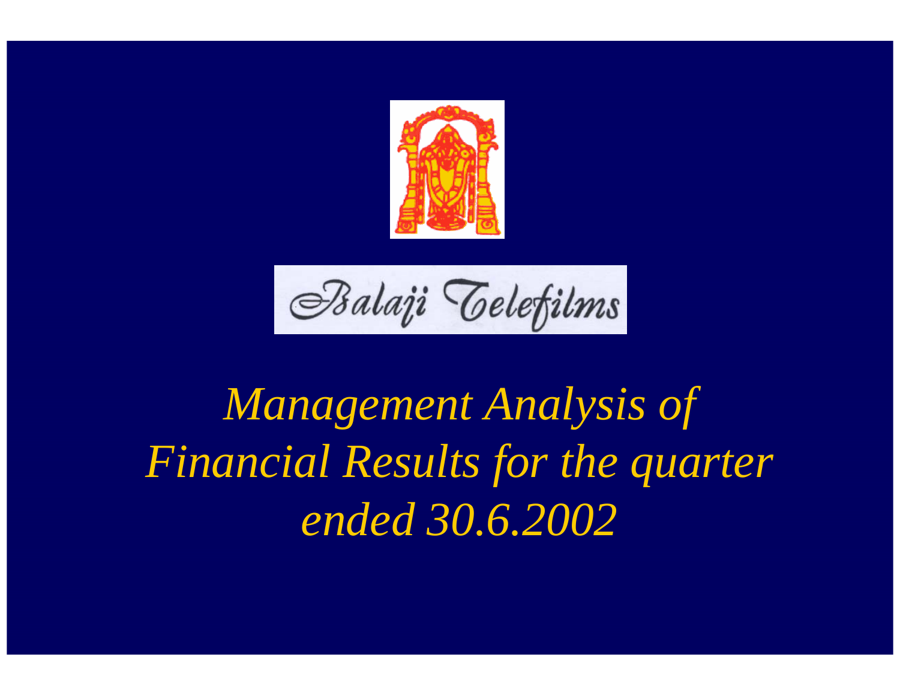Balaji Telefilms

# *Management Analysis of Financial Results for the quarter ended 30.6.2002*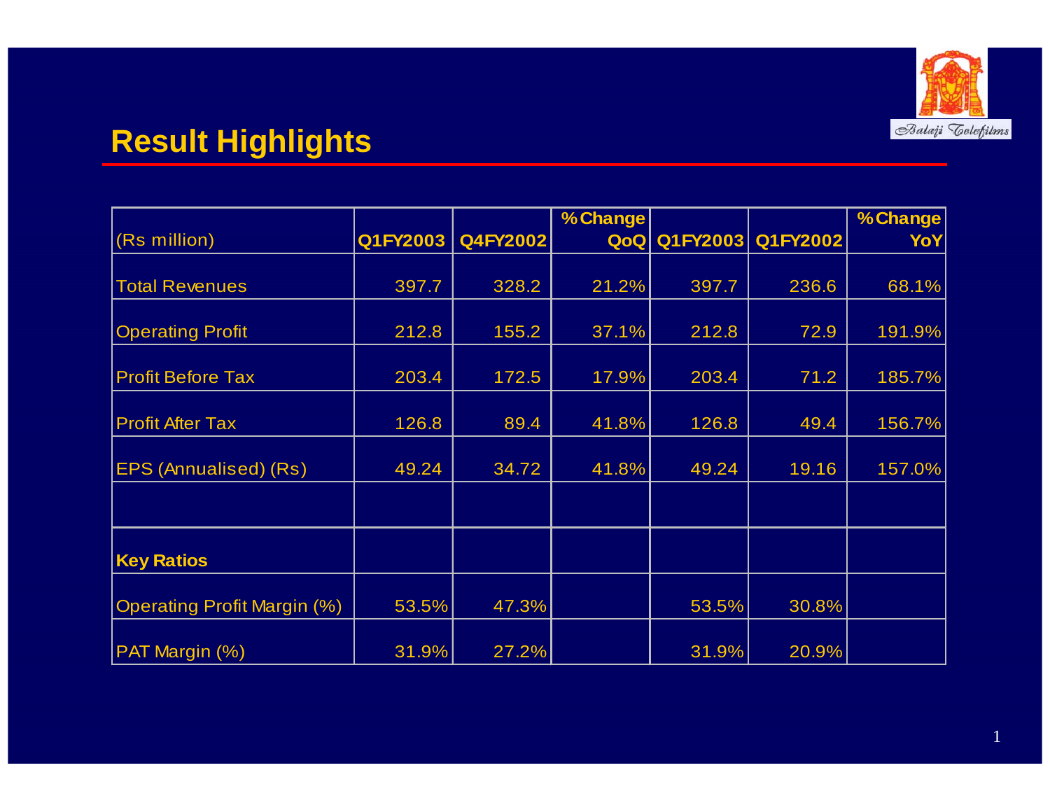## Result Highlights

| (Rs million) | Q1FY2003 | Q4FY2002 | % Change QoQ | Q1FY2003 | Q1FY2002 | % Change YoY |
|---|---|---|---|---|---|---|
| Total Revenues | 397.7 | 328.2 | 21.2% | 397.7 | 236.6 | 68.1% |
| Operating Profit | 212.8 | 155.2 | 37.1% | 212.8 | 72.9 | 191.9% |
| Profit Before Tax | 203.4 | 172.5 | 17.9% | 203.4 | 71.2 | 185.7% |
| Profit After Tax | 126.8 | 89.4 | 41.8% | 126.8 | 49.4 | 156.7% |
| EPS (Annualised) (Rs) | 49.24 | 34.72 | 41.8% | 49.24 | 19.16 | 157.0% |
| | | | | | | |
| **Key Ratios** | | | | | | |
| Operating Profit Margin (%) | 53.5% | 47.3% | | 53.5% | 30.8% | |
| PAT Margin (%) | 31.9% | 27.2% | | 31.9% | 20.9% | |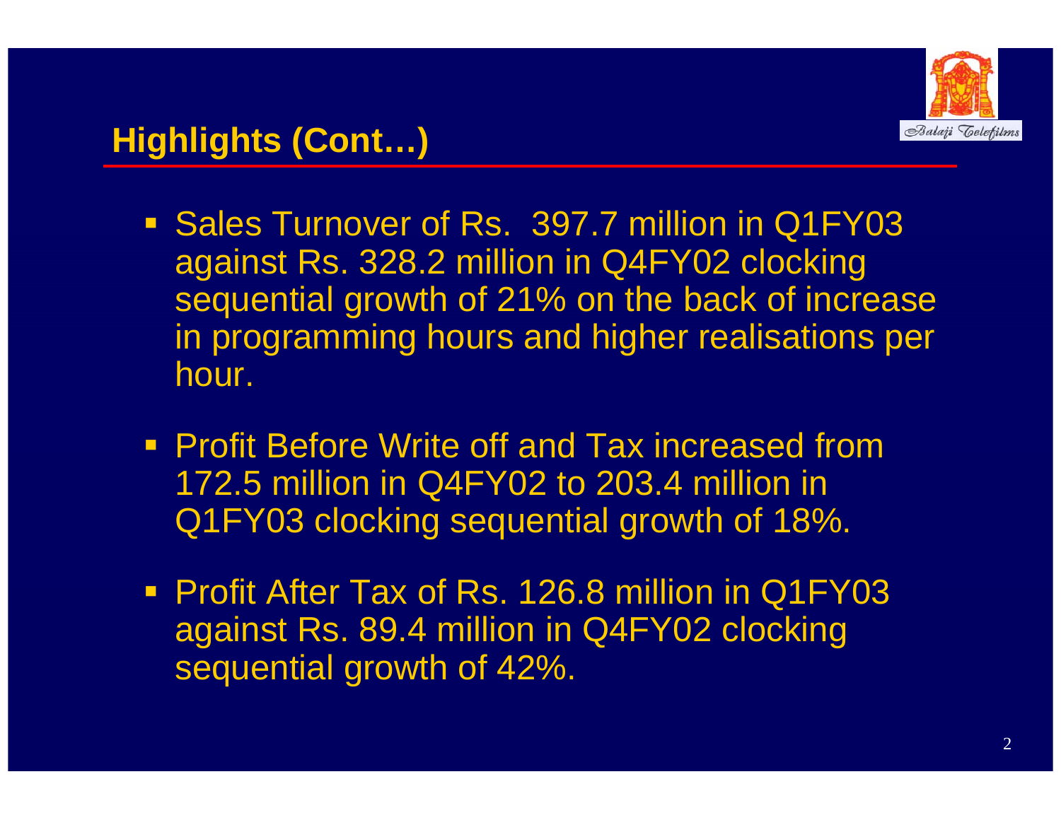## Highlights (Cont…)

- Sales Turnover of Rs.  397.7 million in Q1FY03 against Rs. 328.2 million in Q4FY02 clocking sequential growth of 21% on the back of increase in programming hours and higher realisations per hour.
- Profit Before Write off and Tax increased from 172.5 million in Q4FY02 to 203.4 million in Q1FY03 clocking sequential growth of 18%.
- Profit After Tax of Rs. 126.8 million in Q1FY03 against Rs. 89.4 million in Q4FY02 clocking sequential growth of 42%.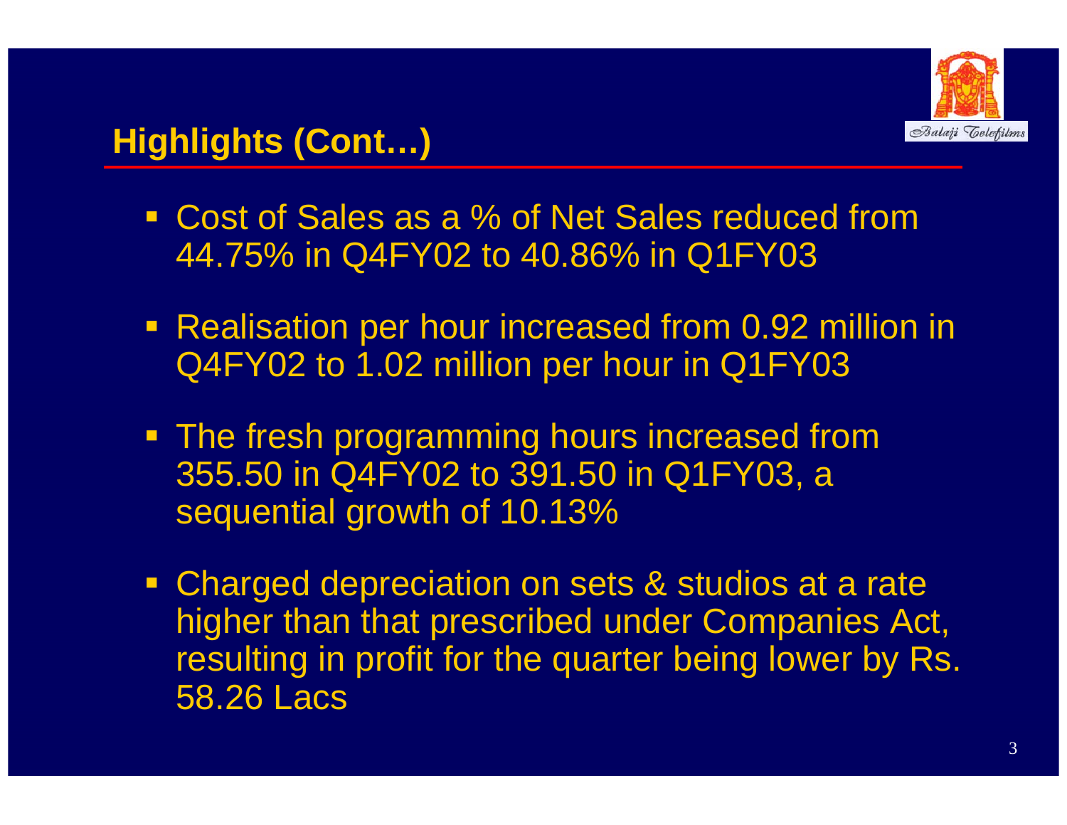## Highlights (Cont…)

- Cost of Sales as a % of Net Sales reduced from 44.75% in Q4FY02 to 40.86% in Q1FY03
- Realisation per hour increased from 0.92 million in Q4FY02 to 1.02 million per hour in Q1FY03
- The fresh programming hours increased from 355.50 in Q4FY02 to 391.50 in Q1FY03, a sequential growth of 10.13%
- Charged depreciation on sets & studios at a rate higher than that prescribed under Companies Act, resulting in profit for the quarter being lower by Rs. 58.26 Lacs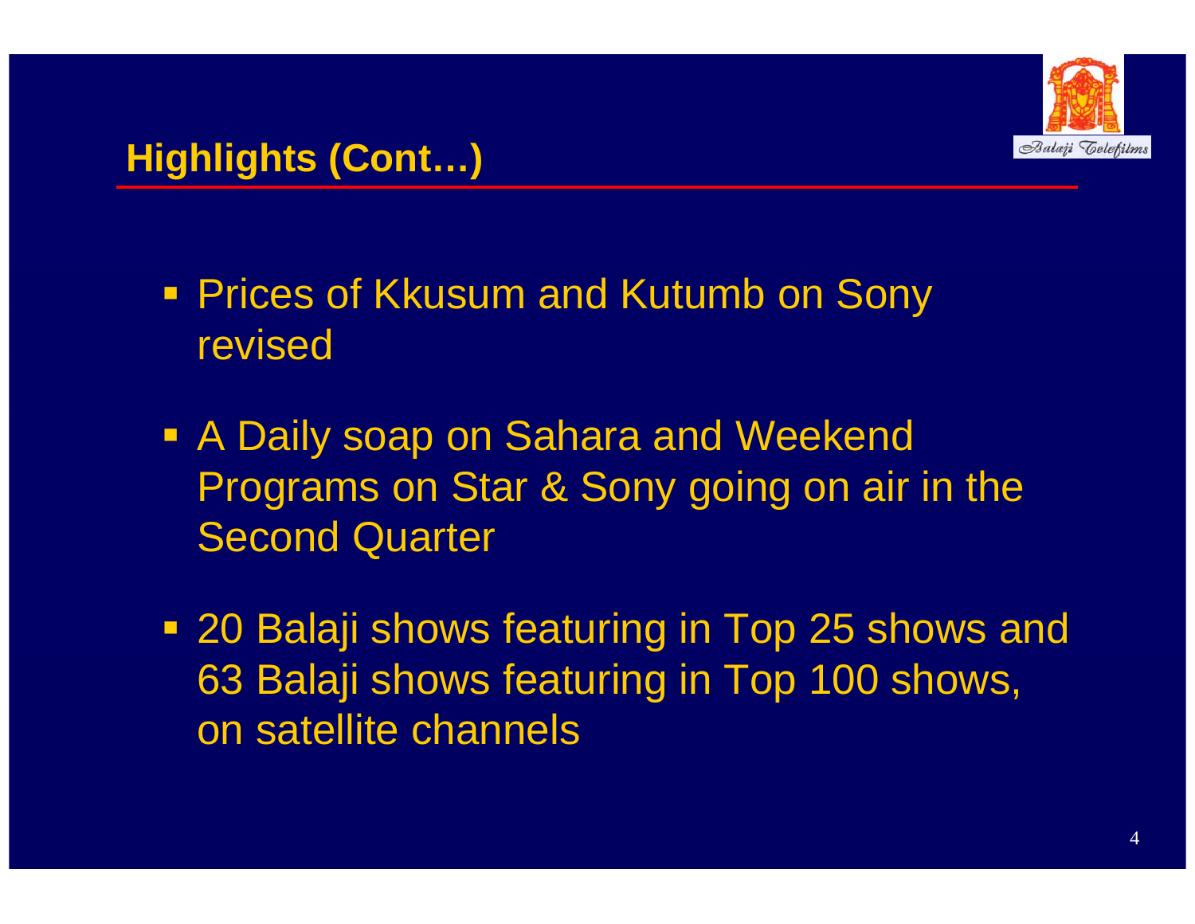## Highlights (Cont…)

- Prices of Kkusum and Kutumb on Sony revised
- A Daily soap on Sahara and Weekend Programs on Star & Sony going on air in the Second Quarter
- 20 Balaji shows featuring in Top 25 shows and 63 Balaji shows featuring in Top 100 shows, on satellite channels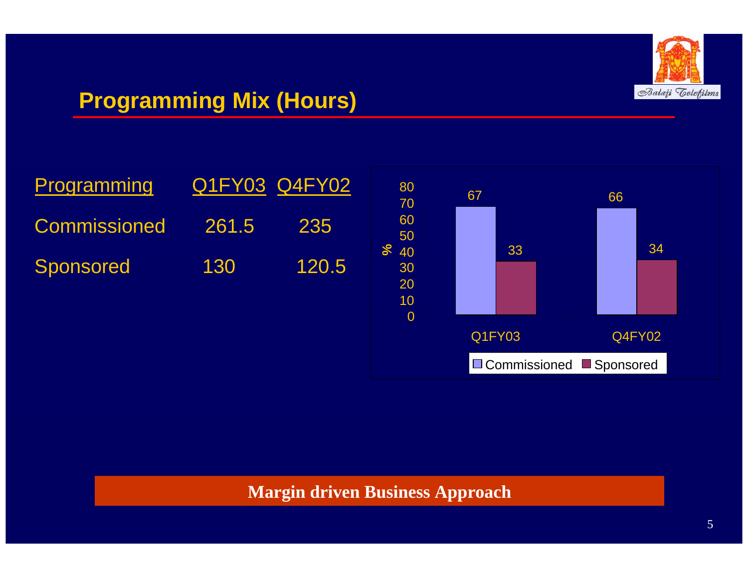## Programming Mix (Hours)

| Programming | Q1FY03 | Q4FY02 |
|---|---|---|
| Commissioned | 261.5 | 235 |
| Sponsored | 130 | 120.5 |

| % | Q1FY03 | Q4FY02 |
|---|---|---|
| Commissioned | 67 | 66 |
| Sponsored | 33 | 34 |

**Margin driven Business Approach**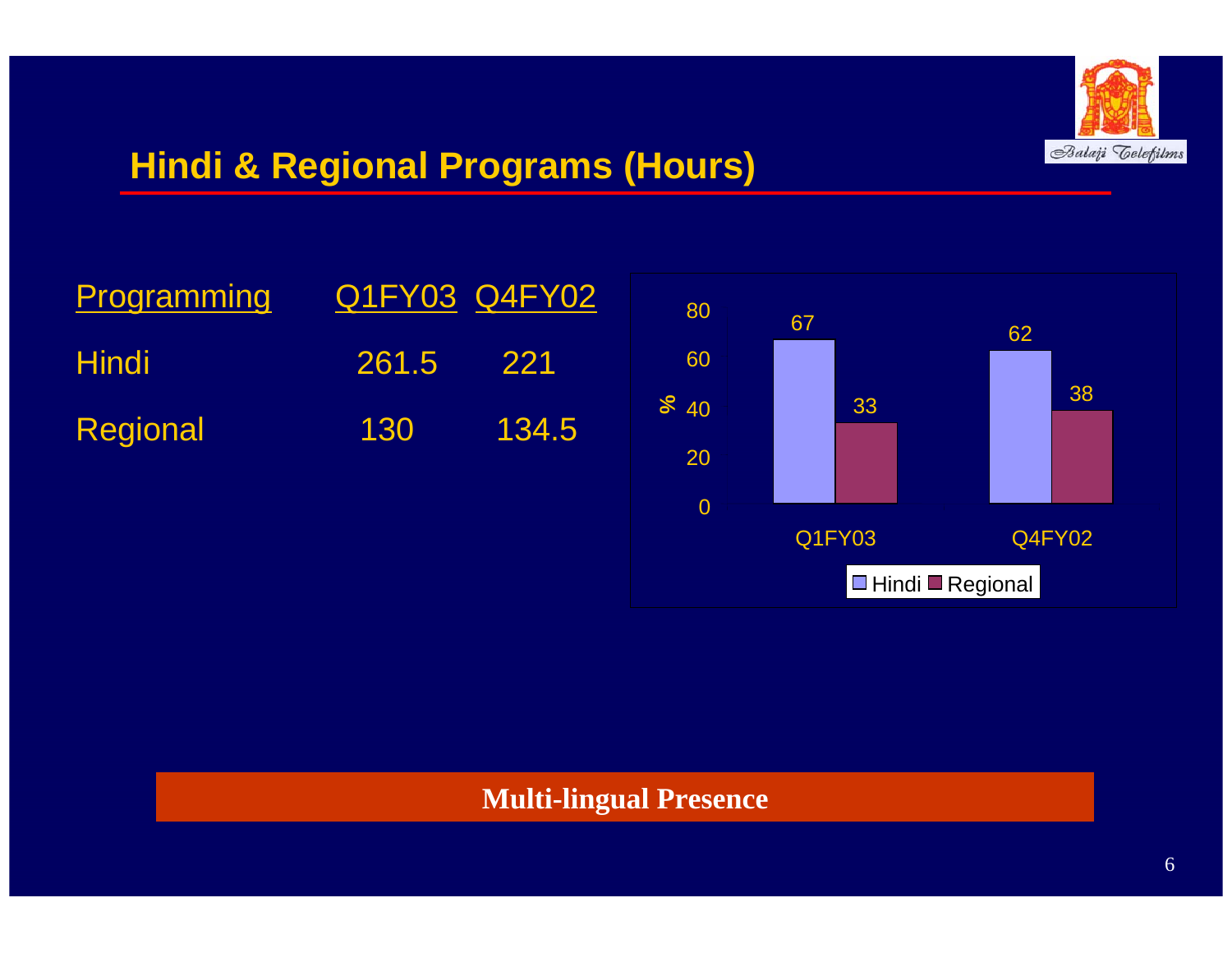# Hindi & Regional Programs (Hours)

| Programming | Q1FY03 | Q4FY02 |
|---|---|---|
| Hindi | 261.5 | 221 |
| Regional | 130 | 134.5 |

| % | Hindi | Regional |
|---|---|---|
| Q1FY03 | 67 | 33 |
| Q4FY02 | 62 | 38 |

**Multi-lingual Presence**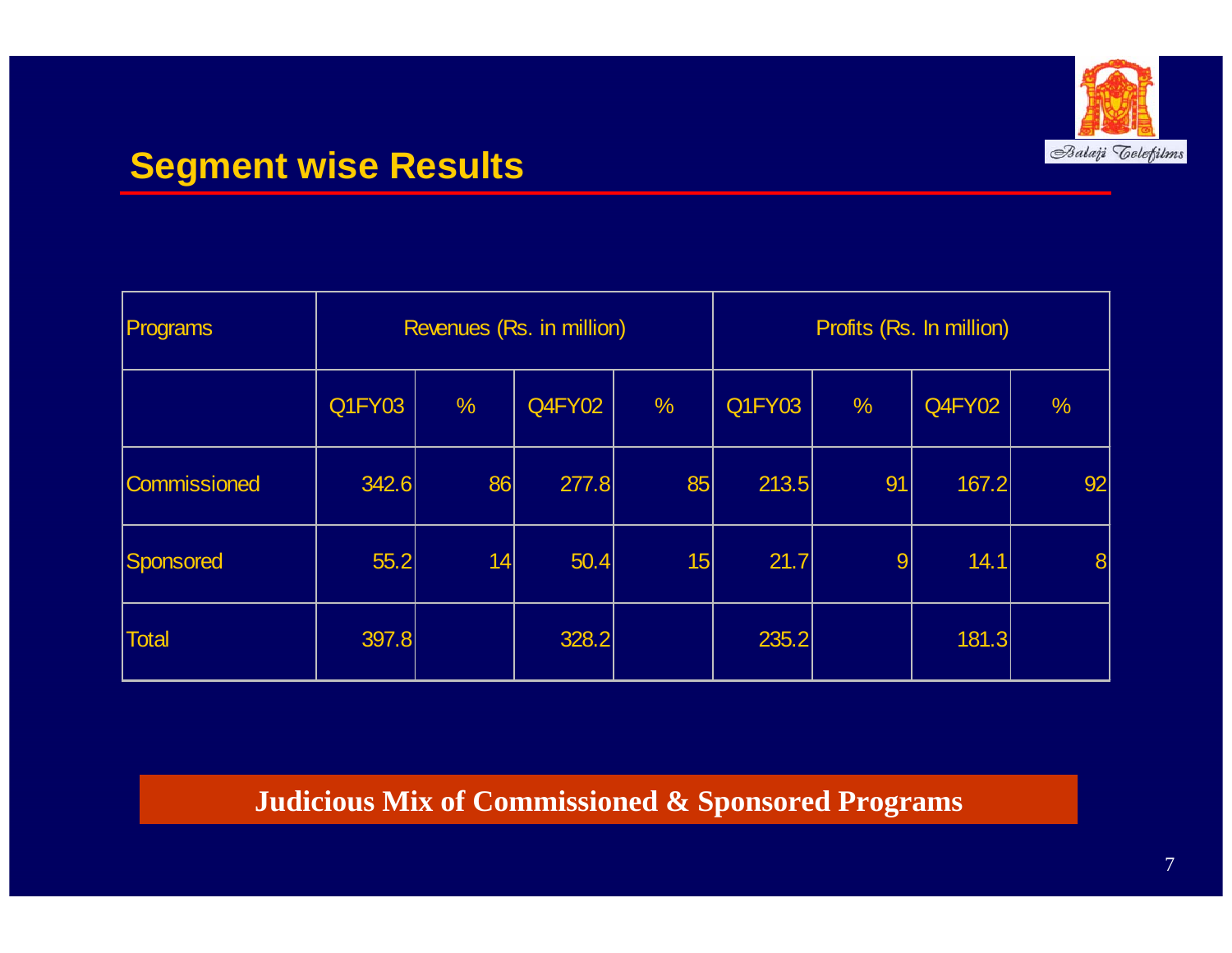## Segment wise Results

| Programs | Revenues (Rs. in million) | | | | Profits (Rs. In million) | | | |
|---|---|---|---|---|---|---|---|---|
| | Q1FY03 | % | Q4FY02 | % | Q1FY03 | % | Q4FY02 | % |
| Commissioned | 342.6 | 86 | 277.8 | 85 | 213.5 | 91 | 167.2 | 92 |
| Sponsored | 55.2 | 14 | 50.4 | 15 | 21.7 | 9 | 14.1 | 8 |
| Total | 397.8 | | 328.2 | | 235.2 | | 181.3 | |

**Judicious Mix of Commissioned & Sponsored Programs**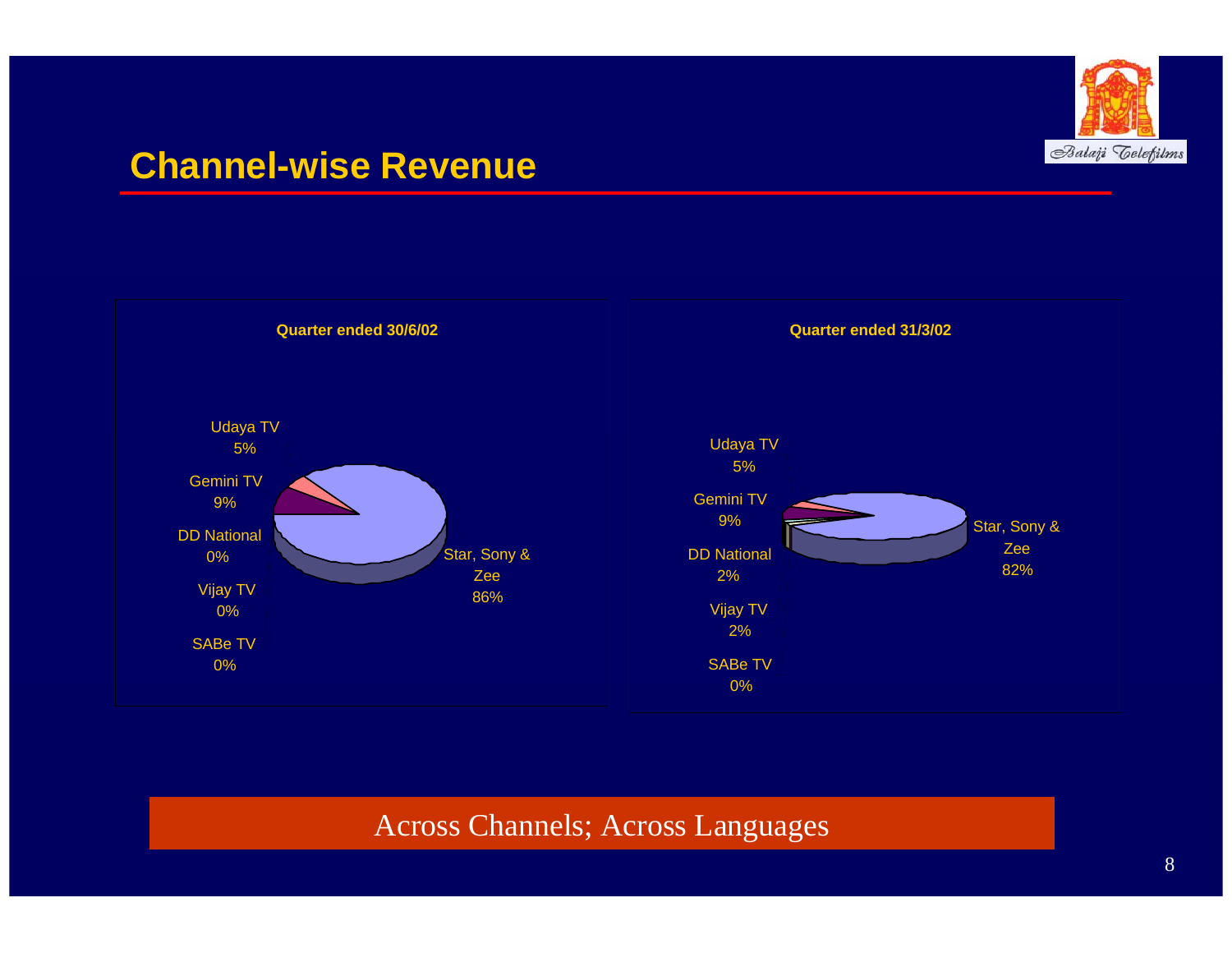## Channel-wise Revenue

**Quarter ended 30/6/02**

| Channel | Share |
|---|---|
| Udaya TV | 5% |
| Gemini TV | 9% |
| DD National | 0% |
| Vijay TV | 0% |
| SABe TV | 0% |
| Star, Sony & Zee | 86% |

**Quarter ended 31/3/02**

| Channel | Share |
|---|---|
| Udaya TV | 5% |
| Gemini TV | 9% |
| DD National | 2% |
| Vijay TV | 2% |
| SABe TV | 0% |
| Star, Sony & Zee | 82% |

Across Channels; Across Languages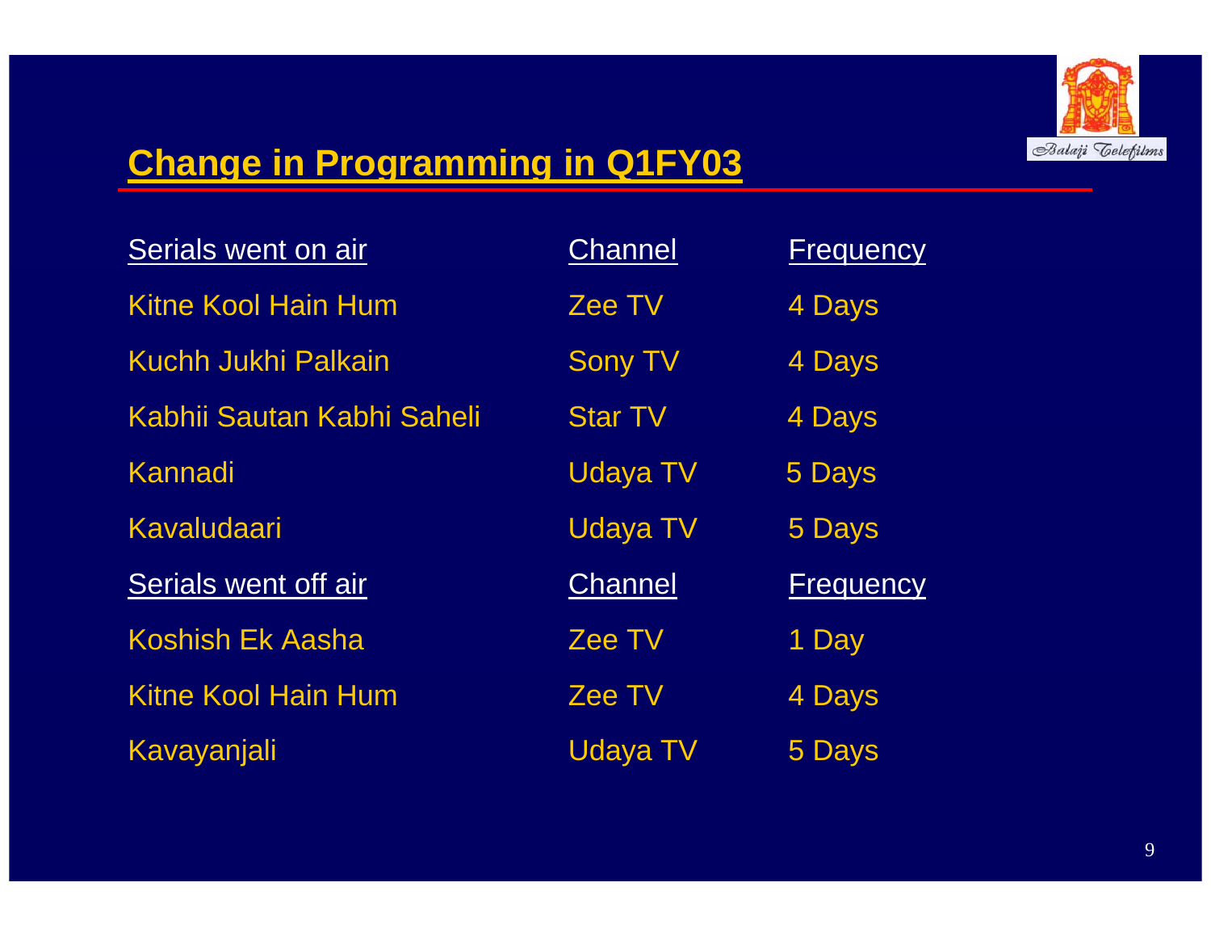## Change in Programming in Q1FY03

| Serials went on air | Channel | Frequency |
|---|---|---|
| Kitne Kool Hain Hum | Zee TV | 4 Days |
| Kuchh Jukhi Palkain | Sony TV | 4 Days |
| Kabhii Sautan Kabhi Saheli | Star TV | 4 Days |
| Kannadi | Udaya TV | 5 Days |
| Kavaludaari | Udaya TV | 5 Days |
| **Serials went off air** | **Channel** | **Frequency** |
| Koshish Ek Aasha | Zee TV | 1 Day |
| Kitne Kool Hain Hum | Zee TV | 4 Days |
| Kavayanjali | Udaya TV | 5 Days |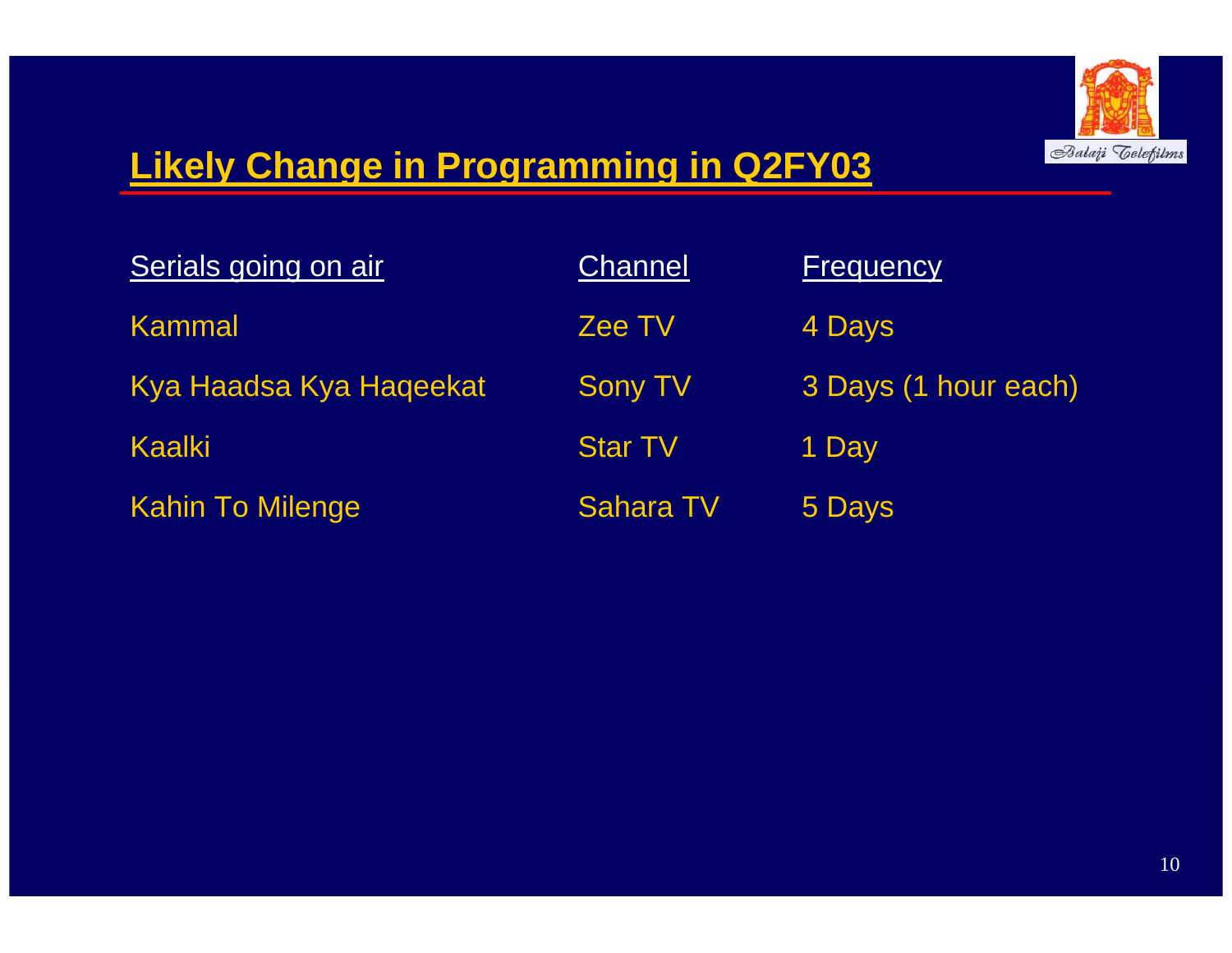# Likely Change in Programming in Q2FY03

| Serials going on air | Channel | Frequency |
|---|---|---|
| Kammal | Zee TV | 4 Days |
| Kya Haadsa Kya Haqeekat | Sony TV | 3 Days (1 hour each) |
| Kaalki | Star TV | 1 Day |
| Kahin To Milenge | Sahara TV | 5 Days |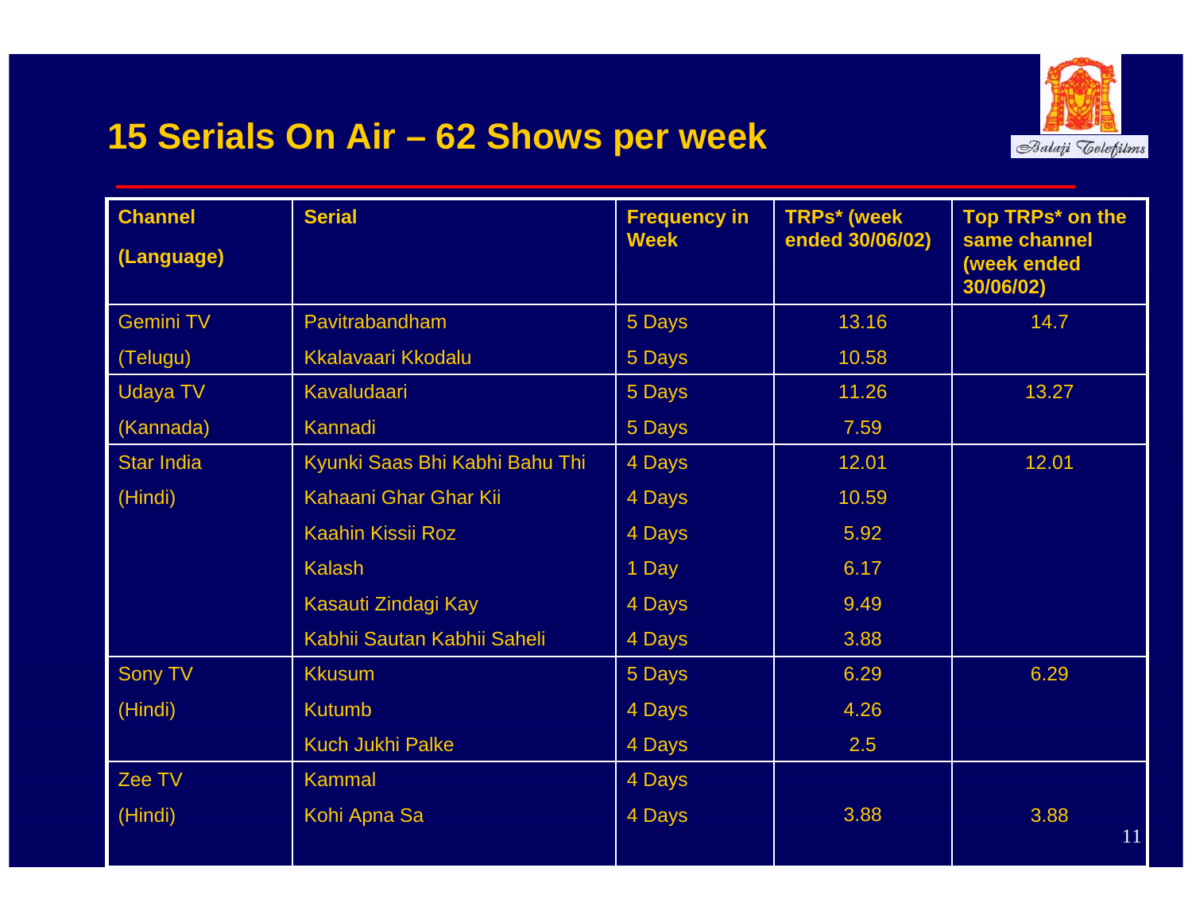# 15 Serials On Air – 62 Shows per week

| Channel (Language) | Serial | Frequency in Week | TRPs* (week ended 30/06/02) | Top TRPs* on the same channel (week ended 30/06/02) |
|---|---|---|---|---|
| Gemini TV (Telugu) | Pavitrabandham | 5 Days | 13.16 | 14.7 |
| | Kkalavaari Kkodalu | 5 Days | 10.58 | |
| Udaya TV (Kannada) | Kavaludaari | 5 Days | 11.26 | 13.27 |
| | Kannadi | 5 Days | 7.59 | |
| Star India (Hindi) | Kyunki Saas Bhi Kabhi Bahu Thi | 4 Days | 12.01 | 12.01 |
| | Kahaani Ghar Ghar Kii | 4 Days | 10.59 | |
| | Kaahin Kissii Roz | 4 Days | 5.92 | |
| | Kalash | 1 Day | 6.17 | |
| | Kasauti Zindagi Kay | 4 Days | 9.49 | |
| | Kabhii Sautan Kabhii Saheli | 4 Days | 3.88 | |
| Sony TV (Hindi) | Kkusum | 5 Days | 6.29 | 6.29 |
| | Kutumb | 4 Days | 4.26 | |
| | Kuch Jukhi Palke | 4 Days | 2.5 | |
| Zee TV (Hindi) | Kammal | 4 Days | | |
| | Kohi Apna Sa | 4 Days | 3.88 | 3.88 |